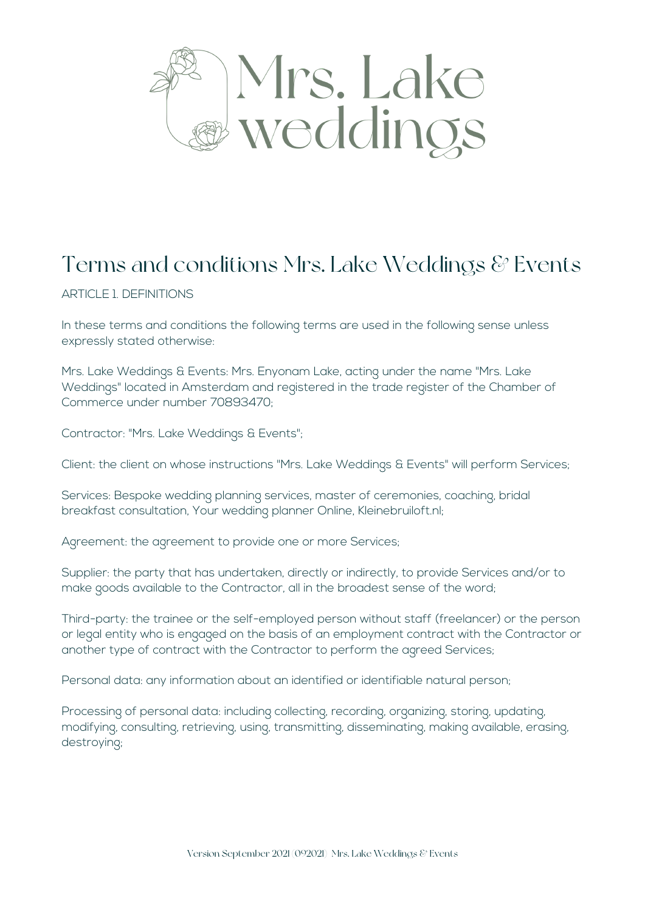Mrs. Lake weddings

# Terms and conditions Mrs. Lake Weddings & Events

## ARTICLE 1. DEFINITIONS

In these terms and conditions the following terms are used in the following sense unless expressly stated otherwise:

Mrs. Lake Weddings & Events: Mrs. Enyonam Lake, acting under the name "Mrs. Lake Weddings" located in Amsterdam and registered in the trade register of the Chamber of Commerce under number 70893470;

Contractor: "Mrs. Lake Weddings & Events";

Client: the client on whose instructions "Mrs. Lake Weddings & Events" will perform Services;

Services: Bespoke wedding planning services, master of ceremonies, coaching, bridal breakfast consultation, Your wedding planner Online, Kleinebruiloft.nl;

Agreement: the agreement to provide one or more Services;

Supplier: the party that has undertaken, directly or indirectly, to provide Services and/or to make goods available to the Contractor, all in the broadest sense of the word;

Third-party: the trainee or the self-employed person without staff (freelancer) or the person or legal entity who is engaged on the basis of an employment contract with the Contractor or another type of contract with the Contractor to perform the agreed Services;

Personal data: any information about an identified or identifiable natural person;

Processing of personal data: including collecting, recording, organizing, storing, updating, modifying, consulting, retrieving, using, transmitting, disseminating, making available, erasing, destroying;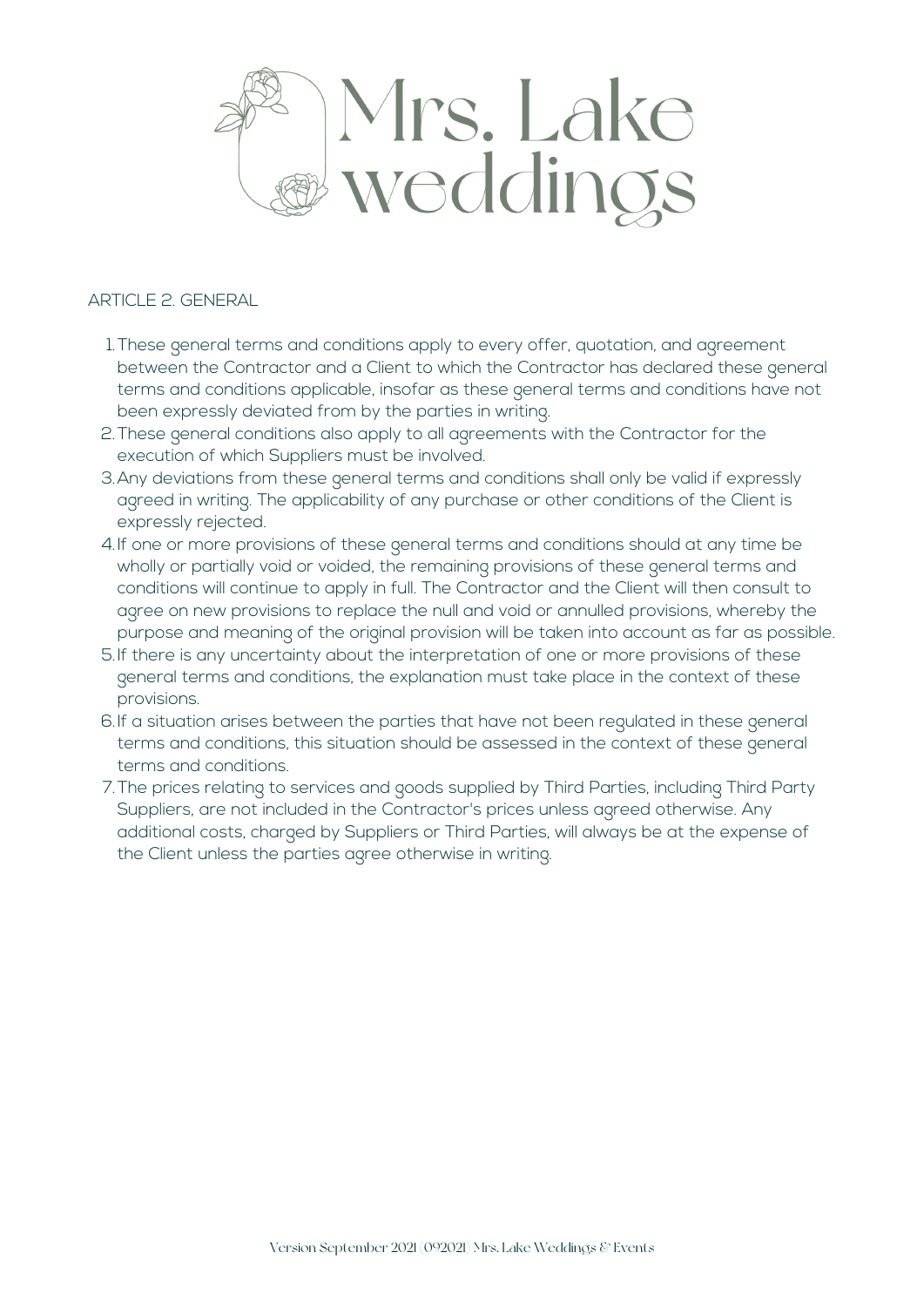## ARTICLE 2. GENERAL

1. These general terms and conditions apply to every offer, quotation, and agreement between the Contractor and a Client to which the Contractor has declared these general terms and conditions applicable, insofar as these general terms and conditions have not been expressly deviated from by the parties in writing.
2. These general conditions also apply to all agreements with the Contractor for the execution of which Suppliers must be involved.
3. Any deviations from these general terms and conditions shall only be valid if expressly agreed in writing. The applicability of any purchase or other conditions of the Client is expressly rejected.
4. If one or more provisions of these general terms and conditions should at any time be wholly or partially void or voided, the remaining provisions of these general terms and conditions will continue to apply in full. The Contractor and the Client will then consult to agree on new provisions to replace the null and void or annulled provisions, whereby the purpose and meaning of the original provision will be taken into account as far as possible.
5. If there is any uncertainty about the interpretation of one or more provisions of these general terms and conditions, the explanation must take place in the context of these provisions.
6. If a situation arises between the parties that have not been regulated in these general terms and conditions, this situation should be assessed in the context of these general terms and conditions.
7. The prices relating to services and goods supplied by Third Parties, including Third Party Suppliers, are not included in the Contractor's prices unless agreed otherwise. Any additional costs, charged by Suppliers or Third Parties, will always be at the expense of the Client unless the parties agree otherwise in writing.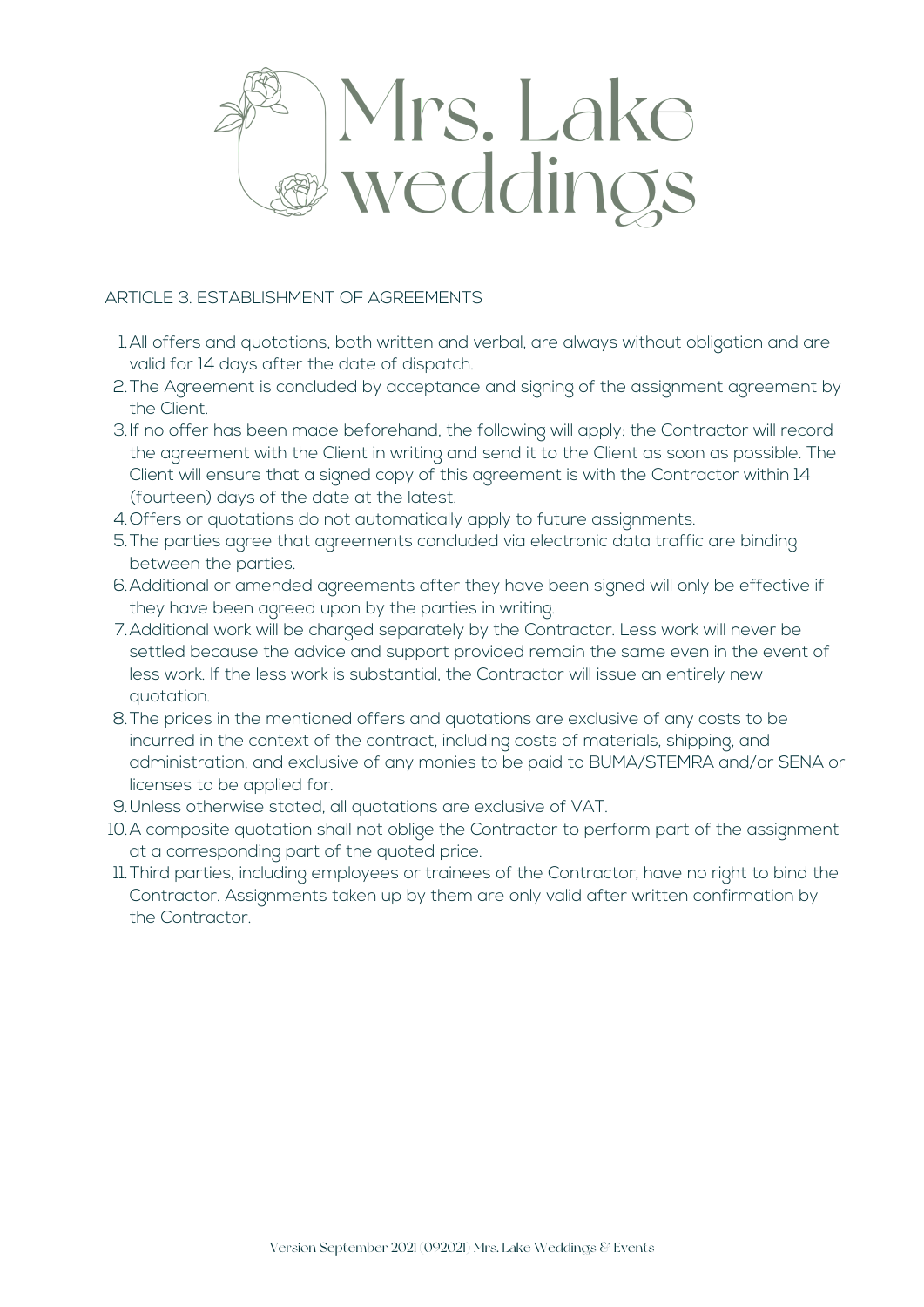## ARTICLE 3. ESTABLISHMENT OF AGREEMENTS

1. All offers and quotations, both written and verbal, are always without obligation and are valid for 14 days after the date of dispatch.
2. The Agreement is concluded by acceptance and signing of the assignment agreement by the Client.
3. If no offer has been made beforehand, the following will apply: the Contractor will record the agreement with the Client in writing and send it to the Client as soon as possible. The Client will ensure that a signed copy of this agreement is with the Contractor within 14 (fourteen) days of the date at the latest.
4. Offers or quotations do not automatically apply to future assignments.
5. The parties agree that agreements concluded via electronic data traffic are binding between the parties.
6. Additional or amended agreements after they have been signed will only be effective if they have been agreed upon by the parties in writing.
7. Additional work will be charged separately by the Contractor. Less work will never be settled because the advice and support provided remain the same even in the event of less work. If the less work is substantial, the Contractor will issue an entirely new quotation.
8. The prices in the mentioned offers and quotations are exclusive of any costs to be incurred in the context of the contract, including costs of materials, shipping, and administration, and exclusive of any monies to be paid to BUMA/STEMRA and/or SENA or licenses to be applied for.
9. Unless otherwise stated, all quotations are exclusive of VAT.
10. A composite quotation shall not oblige the Contractor to perform part of the assignment at a corresponding part of the quoted price.
11. Third parties, including employees or trainees of the Contractor, have no right to bind the Contractor. Assignments taken up by them are only valid after written confirmation by the Contractor.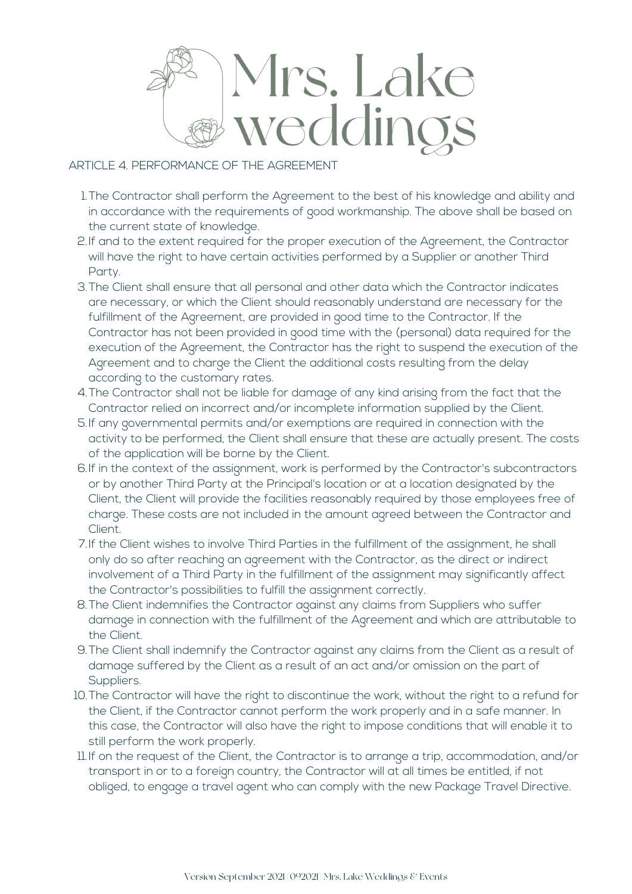ARTICLE 4. PERFORMANCE OF THE AGREEMENT

1. The Contractor shall perform the Agreement to the best of his knowledge and ability and in accordance with the requirements of good workmanship. The above shall be based on the current state of knowledge.
2. If and to the extent required for the proper execution of the Agreement, the Contractor will have the right to have certain activities performed by a Supplier or another Third Party.
3. The Client shall ensure that all personal and other data which the Contractor indicates are necessary, or which the Client should reasonably understand are necessary for the fulfillment of the Agreement, are provided in good time to the Contractor. If the Contractor has not been provided in good time with the (personal) data required for the execution of the Agreement, the Contractor has the right to suspend the execution of the Agreement and to charge the Client the additional costs resulting from the delay according to the customary rates.
4. The Contractor shall not be liable for damage of any kind arising from the fact that the Contractor relied on incorrect and/or incomplete information supplied by the Client.
5. If any governmental permits and/or exemptions are required in connection with the activity to be performed, the Client shall ensure that these are actually present. The costs of the application will be borne by the Client.
6. If in the context of the assignment, work is performed by the Contractor's subcontractors or by another Third Party at the Principal's location or at a location designated by the Client, the Client will provide the facilities reasonably required by those employees free of charge. These costs are not included in the amount agreed between the Contractor and Client.
7. If the Client wishes to involve Third Parties in the fulfillment of the assignment, he shall only do so after reaching an agreement with the Contractor, as the direct or indirect involvement of a Third Party in the fulfillment of the assignment may significantly affect the Contractor's possibilities to fulfill the assignment correctly.
8. The Client indemnifies the Contractor against any claims from Suppliers who suffer damage in connection with the fulfillment of the Agreement and which are attributable to the Client.
9. The Client shall indemnify the Contractor against any claims from the Client as a result of damage suffered by the Client as a result of an act and/or omission on the part of Suppliers.
10. The Contractor will have the right to discontinue the work, without the right to a refund for the Client, if the Contractor cannot perform the work properly and in a safe manner. In this case, the Contractor will also have the right to impose conditions that will enable it to still perform the work properly.
11. If on the request of the Client, the Contractor is to arrange a trip, accommodation, and/or transport in or to a foreign country, the Contractor will at all times be entitled, if not obliged, to engage a travel agent who can comply with the new Package Travel Directive.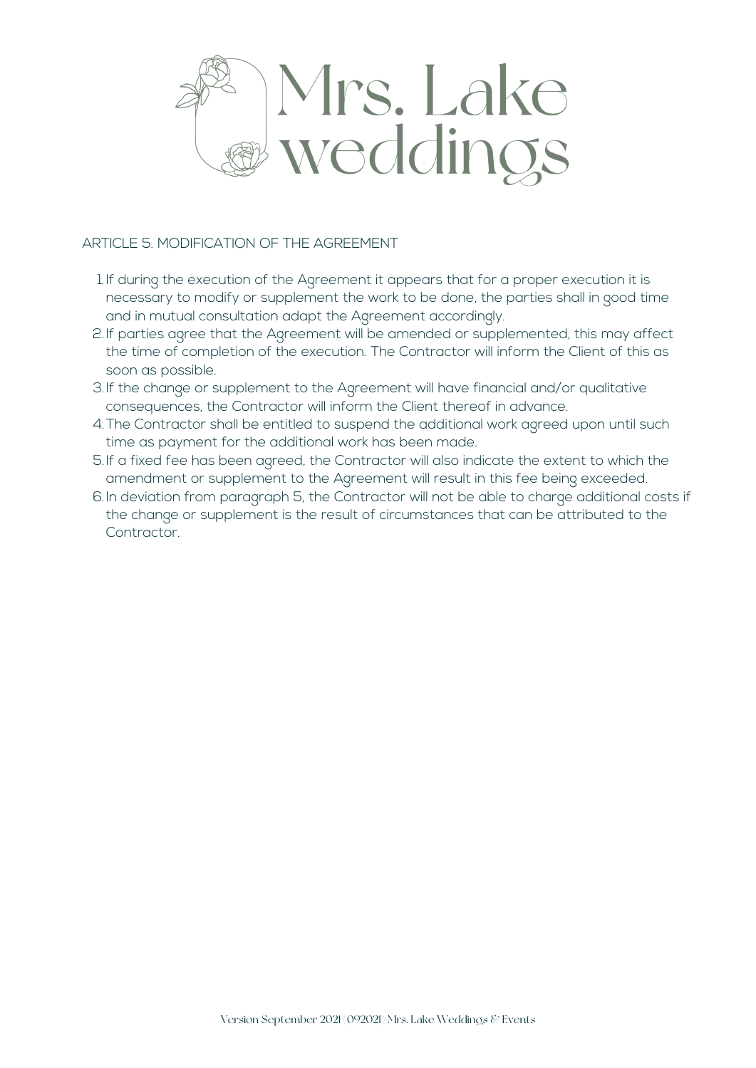## ARTICLE 5. MODIFICATION OF THE AGREEMENT

1. If during the execution of the Agreement it appears that for a proper execution it is necessary to modify or supplement the work to be done, the parties shall in good time and in mutual consultation adapt the Agreement accordingly.
2. If parties agree that the Agreement will be amended or supplemented, this may affect the time of completion of the execution. The Contractor will inform the Client of this as soon as possible.
3. If the change or supplement to the Agreement will have financial and/or qualitative consequences, the Contractor will inform the Client thereof in advance.
4. The Contractor shall be entitled to suspend the additional work agreed upon until such time as payment for the additional work has been made.
5. If a fixed fee has been agreed, the Contractor will also indicate the extent to which the amendment or supplement to the Agreement will result in this fee being exceeded.
6. In deviation from paragraph 5, the Contractor will not be able to charge additional costs if the change or supplement is the result of circumstances that can be attributed to the Contractor.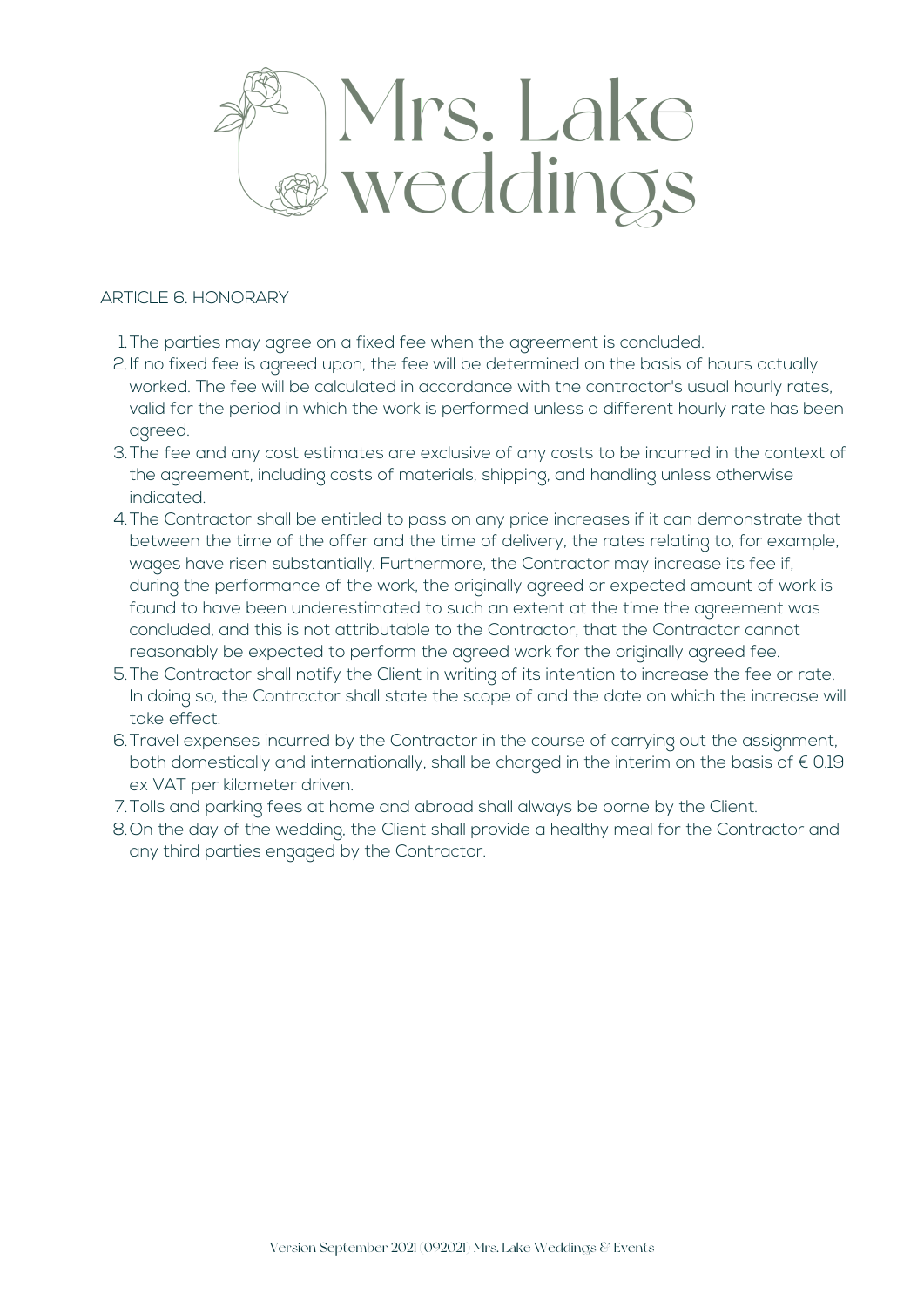## ARTICLE 6. HONORARY

1. The parties may agree on a fixed fee when the agreement is concluded.
2. If no fixed fee is agreed upon, the fee will be determined on the basis of hours actually worked. The fee will be calculated in accordance with the contractor's usual hourly rates, valid for the period in which the work is performed unless a different hourly rate has been agreed.
3. The fee and any cost estimates are exclusive of any costs to be incurred in the context of the agreement, including costs of materials, shipping, and handling unless otherwise indicated.
4. The Contractor shall be entitled to pass on any price increases if it can demonstrate that between the time of the offer and the time of delivery, the rates relating to, for example, wages have risen substantially. Furthermore, the Contractor may increase its fee if, during the performance of the work, the originally agreed or expected amount of work is found to have been underestimated to such an extent at the time the agreement was concluded, and this is not attributable to the Contractor, that the Contractor cannot reasonably be expected to perform the agreed work for the originally agreed fee.
5. The Contractor shall notify the Client in writing of its intention to increase the fee or rate. In doing so, the Contractor shall state the scope of and the date on which the increase will take effect.
6. Travel expenses incurred by the Contractor in the course of carrying out the assignment, both domestically and internationally, shall be charged in the interim on the basis of € 0.19 ex VAT per kilometer driven.
7. Tolls and parking fees at home and abroad shall always be borne by the Client.
8. On the day of the wedding, the Client shall provide a healthy meal for the Contractor and any third parties engaged by the Contractor.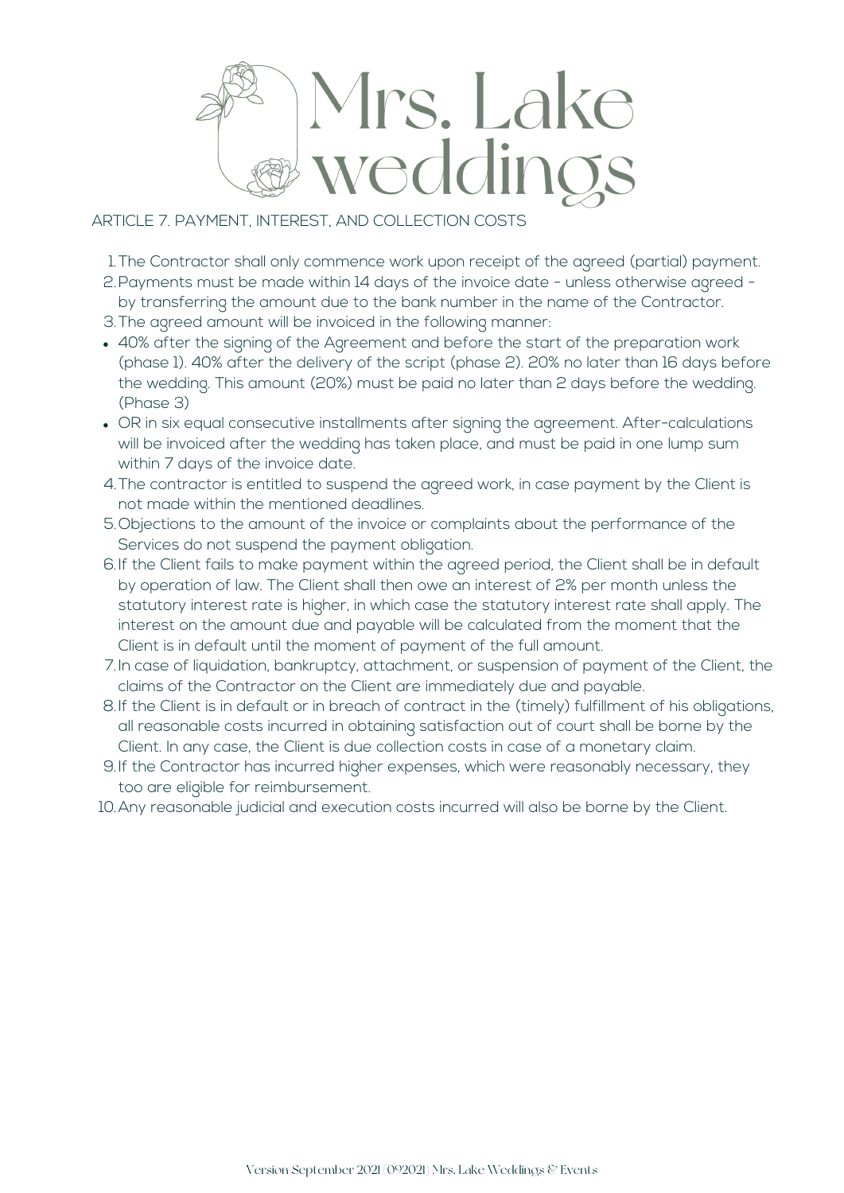Mrs. Lake weddings

## ARTICLE 7. PAYMENT, INTEREST, AND COLLECTION COSTS

1. The Contractor shall only commence work upon receipt of the agreed (partial) payment.
2. Payments must be made within 14 days of the invoice date - unless otherwise agreed - by transferring the amount due to the bank number in the name of the Contractor.
3. The agreed amount will be invoiced in the following manner:

- 40% after the signing of the Agreement and before the start of the preparation work (phase 1). 40% after the delivery of the script (phase 2). 20% no later than 16 days before the wedding. This amount (20%) must be paid no later than 2 days before the wedding. (Phase 3)
- OR in six equal consecutive installments after signing the agreement. After-calculations will be invoiced after the wedding has taken place, and must be paid in one lump sum within 7 days of the invoice date.

4. The contractor is entitled to suspend the agreed work, in case payment by the Client is not made within the mentioned deadlines.
5. Objections to the amount of the invoice or complaints about the performance of the Services do not suspend the payment obligation.
6. If the Client fails to make payment within the agreed period, the Client shall be in default by operation of law. The Client shall then owe an interest of 2% per month unless the statutory interest rate is higher, in which case the statutory interest rate shall apply. The interest on the amount due and payable will be calculated from the moment that the Client is in default until the moment of payment of the full amount.
7. In case of liquidation, bankruptcy, attachment, or suspension of payment of the Client, the claims of the Contractor on the Client are immediately due and payable.
8. If the Client is in default or in breach of contract in the (timely) fulfillment of his obligations, all reasonable costs incurred in obtaining satisfaction out of court shall be borne by the Client. In any case, the Client is due collection costs in case of a monetary claim.
9. If the Contractor has incurred higher expenses, which were reasonably necessary, they too are eligible for reimbursement.
10. Any reasonable judicial and execution costs incurred will also be borne by the Client.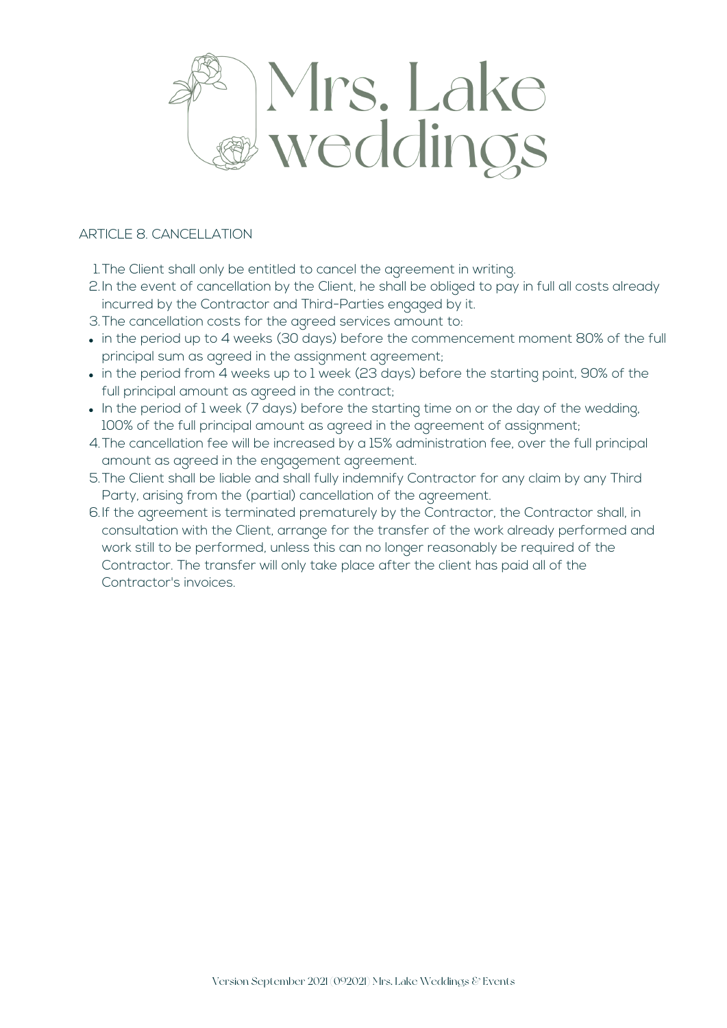Mrs. Lake weddings

ARTICLE 8. CANCELLATION

1. The Client shall only be entitled to cancel the agreement in writing.
2. In the event of cancellation by the Client, he shall be obliged to pay in full all costs already incurred by the Contractor and Third-Parties engaged by it.
3. The cancellation costs for the agreed services amount to:
   - in the period up to 4 weeks (30 days) before the commencement moment 80% of the full principal sum as agreed in the assignment agreement;
   - in the period from 4 weeks up to 1 week (23 days) before the starting point, 90% of the full principal amount as agreed in the contract;
   - In the period of 1 week (7 days) before the starting time on or the day of the wedding, 100% of the full principal amount as agreed in the agreement of assignment;
4. The cancellation fee will be increased by a 15% administration fee, over the full principal amount as agreed in the engagement agreement.
5. The Client shall be liable and shall fully indemnify Contractor for any claim by any Third Party, arising from the (partial) cancellation of the agreement.
6. If the agreement is terminated prematurely by the Contractor, the Contractor shall, in consultation with the Client, arrange for the transfer of the work already performed and work still to be performed, unless this can no longer reasonably be required of the Contractor. The transfer will only take place after the client has paid all of the Contractor's invoices.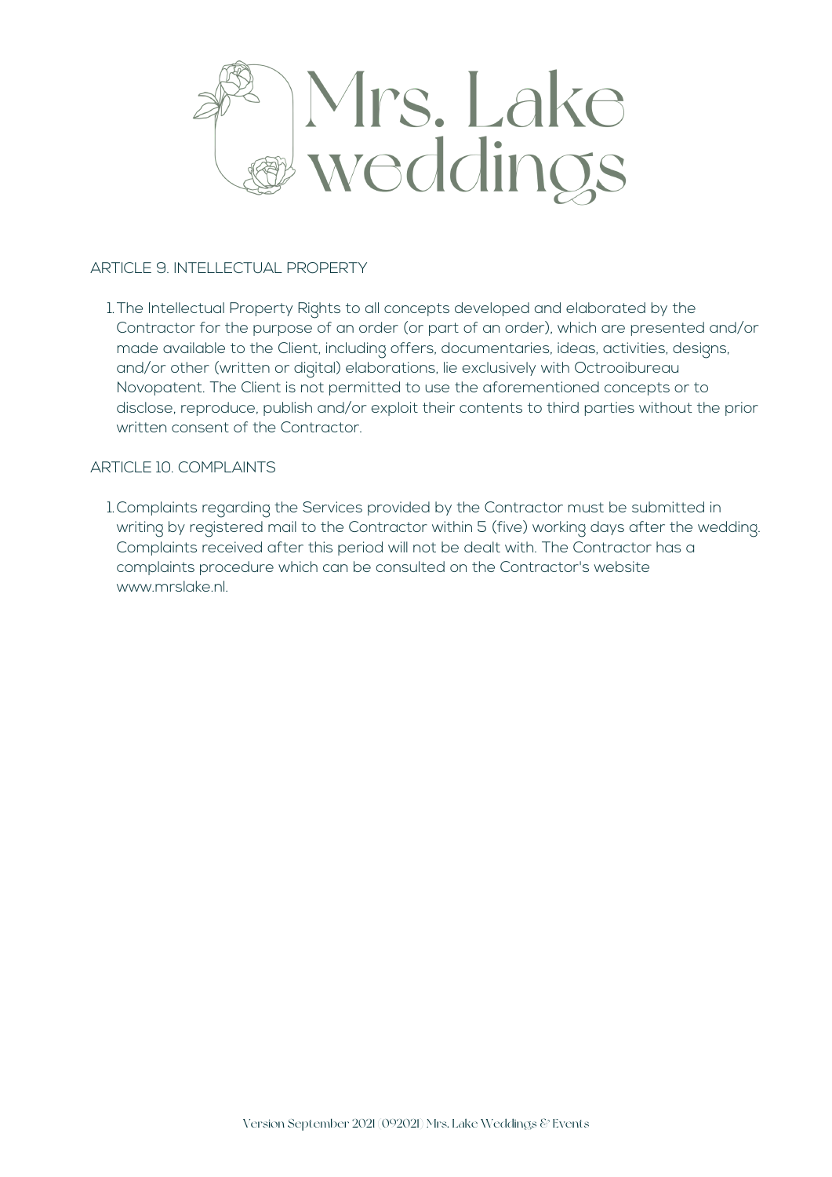## ARTICLE 9. INTELLECTUAL PROPERTY

1. The Intellectual Property Rights to all concepts developed and elaborated by the Contractor for the purpose of an order (or part of an order), which are presented and/or made available to the Client, including offers, documentaries, ideas, activities, designs, and/or other (written or digital) elaborations, lie exclusively with Octrooibureau Novopatent. The Client is not permitted to use the aforementioned concepts or to disclose, reproduce, publish and/or exploit their contents to third parties without the prior written consent of the Contractor.

## ARTICLE 10. COMPLAINTS

1. Complaints regarding the Services provided by the Contractor must be submitted in writing by registered mail to the Contractor within 5 (five) working days after the wedding. Complaints received after this period will not be dealt with. The Contractor has a complaints procedure which can be consulted on the Contractor's website www.mrslake.nl.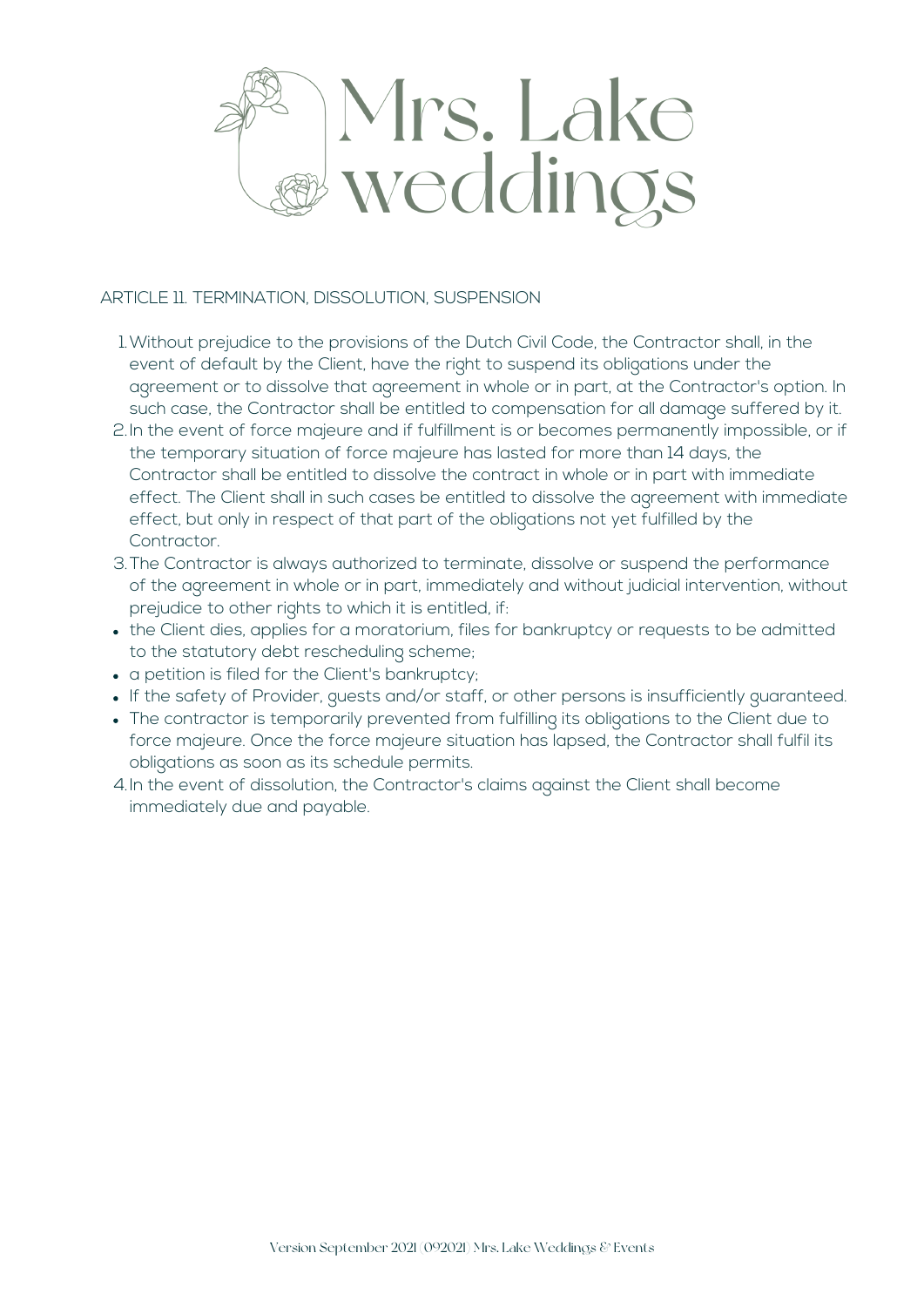ARTICLE 11. TERMINATION, DISSOLUTION, SUSPENSION

1. Without prejudice to the provisions of the Dutch Civil Code, the Contractor shall, in the event of default by the Client, have the right to suspend its obligations under the agreement or to dissolve that agreement in whole or in part, at the Contractor's option. In such case, the Contractor shall be entitled to compensation for all damage suffered by it.
2. In the event of force majeure and if fulfillment is or becomes permanently impossible, or if the temporary situation of force majeure has lasted for more than 14 days, the Contractor shall be entitled to dissolve the contract in whole or in part with immediate effect. The Client shall in such cases be entitled to dissolve the agreement with immediate effect, but only in respect of that part of the obligations not yet fulfilled by the Contractor.
3. The Contractor is always authorized to terminate, dissolve or suspend the performance of the agreement in whole or in part, immediately and without judicial intervention, without prejudice to other rights to which it is entitled, if:

- the Client dies, applies for a moratorium, files for bankruptcy or requests to be admitted to the statutory debt rescheduling scheme;
- a petition is filed for the Client's bankruptcy;
- If the safety of Provider, guests and/or staff, or other persons is insufficiently guaranteed.
- The contractor is temporarily prevented from fulfilling its obligations to the Client due to force majeure. Once the force majeure situation has lapsed, the Contractor shall fulfil its obligations as soon as its schedule permits.

4. In the event of dissolution, the Contractor's claims against the Client shall become immediately due and payable.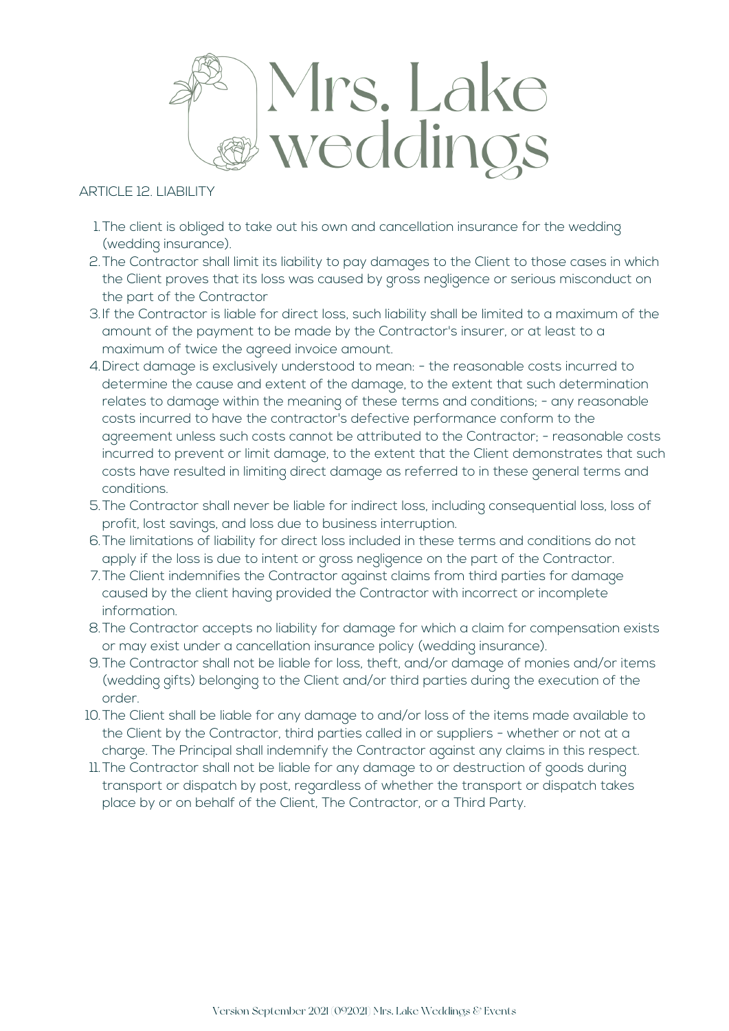ARTICLE 12. LIABILITY

1. The client is obliged to take out his own and cancellation insurance for the wedding (wedding insurance).
2. The Contractor shall limit its liability to pay damages to the Client to those cases in which the Client proves that its loss was caused by gross negligence or serious misconduct on the part of the Contractor
3. If the Contractor is liable for direct loss, such liability shall be limited to a maximum of the amount of the payment to be made by the Contractor's insurer, or at least to a maximum of twice the agreed invoice amount.
4. Direct damage is exclusively understood to mean: - the reasonable costs incurred to determine the cause and extent of the damage, to the extent that such determination relates to damage within the meaning of these terms and conditions; - any reasonable costs incurred to have the contractor's defective performance conform to the agreement unless such costs cannot be attributed to the Contractor; - reasonable costs incurred to prevent or limit damage, to the extent that the Client demonstrates that such costs have resulted in limiting direct damage as referred to in these general terms and conditions.
5. The Contractor shall never be liable for indirect loss, including consequential loss, loss of profit, lost savings, and loss due to business interruption.
6. The limitations of liability for direct loss included in these terms and conditions do not apply if the loss is due to intent or gross negligence on the part of the Contractor.
7. The Client indemnifies the Contractor against claims from third parties for damage caused by the client having provided the Contractor with incorrect or incomplete information.
8. The Contractor accepts no liability for damage for which a claim for compensation exists or may exist under a cancellation insurance policy (wedding insurance).
9. The Contractor shall not be liable for loss, theft, and/or damage of monies and/or items (wedding gifts) belonging to the Client and/or third parties during the execution of the order.
10. The Client shall be liable for any damage to and/or loss of the items made available to the Client by the Contractor, third parties called in or suppliers - whether or not at a charge. The Principal shall indemnify the Contractor against any claims in this respect.
11. The Contractor shall not be liable for any damage to or destruction of goods during transport or dispatch by post, regardless of whether the transport or dispatch takes place by or on behalf of the Client, The Contractor, or a Third Party.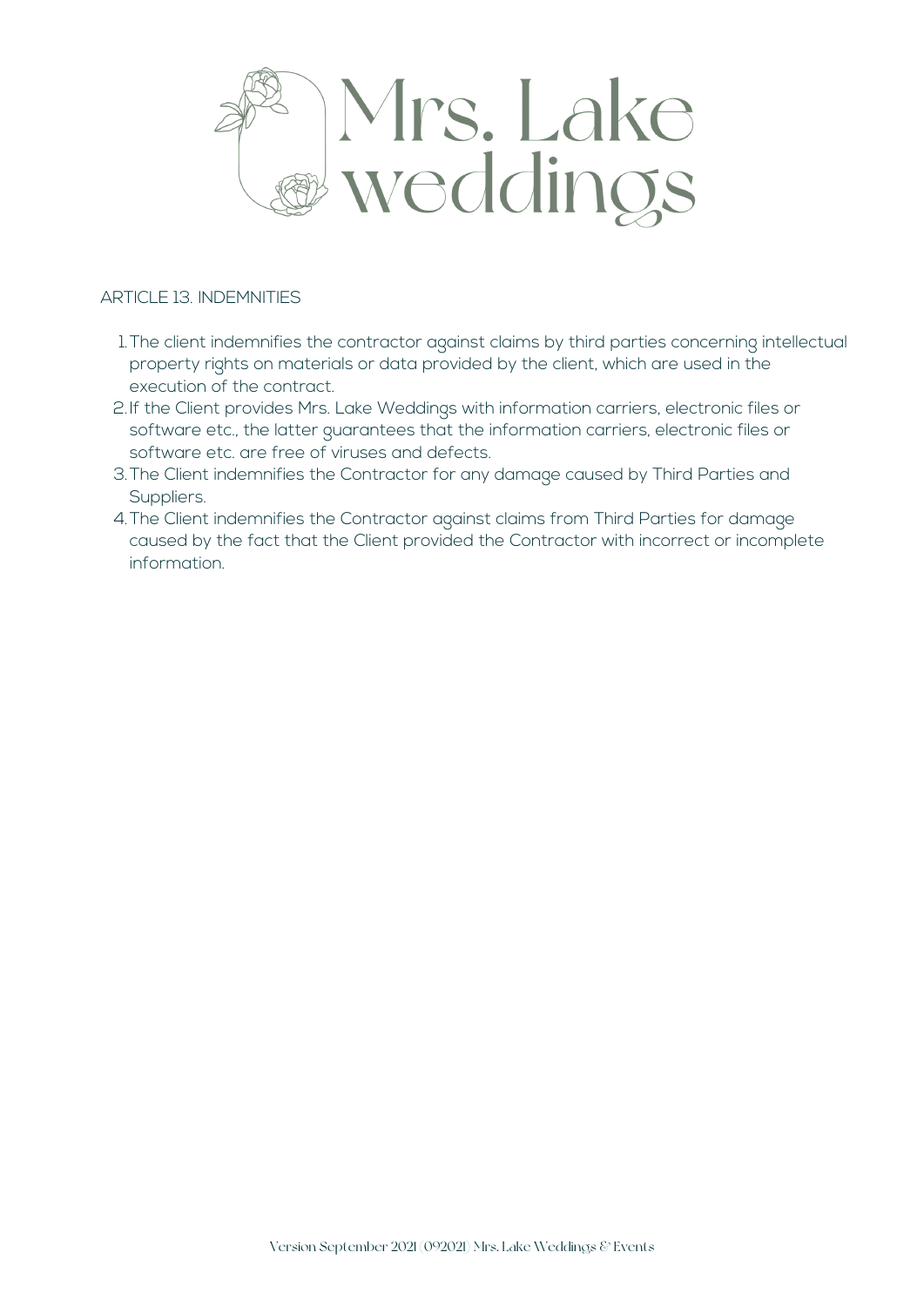## ARTICLE 13. INDEMNITIES

1. The client indemnifies the contractor against claims by third parties concerning intellectual property rights on materials or data provided by the client, which are used in the execution of the contract.
2. If the Client provides Mrs. Lake Weddings with information carriers, electronic files or software etc., the latter guarantees that the information carriers, electronic files or software etc. are free of viruses and defects.
3. The Client indemnifies the Contractor for any damage caused by Third Parties and Suppliers.
4. The Client indemnifies the Contractor against claims from Third Parties for damage caused by the fact that the Client provided the Contractor with incorrect or incomplete information.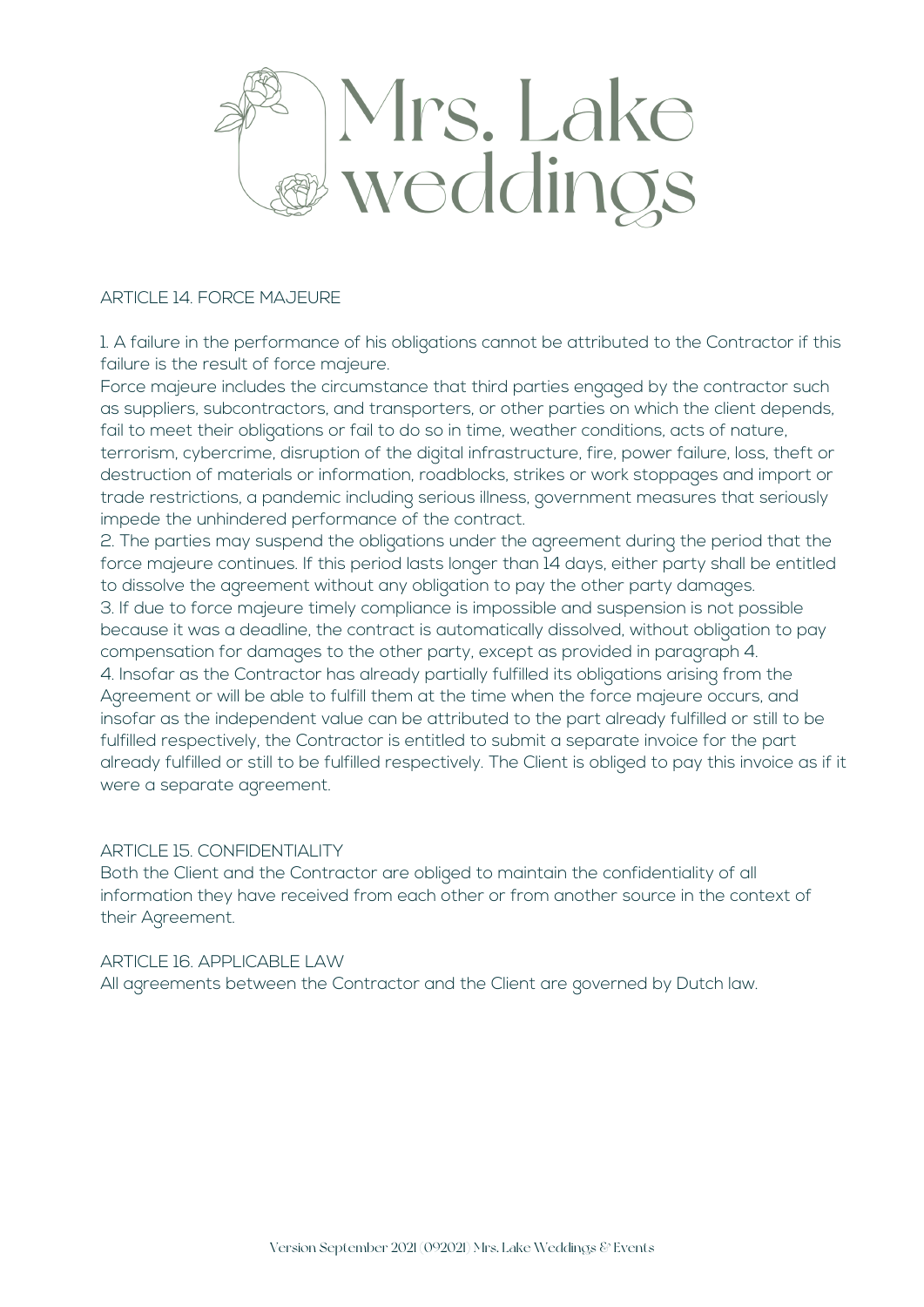## ARTICLE 14. FORCE MAJEURE

1. A failure in the performance of his obligations cannot be attributed to the Contractor if this failure is the result of force majeure.
Force majeure includes the circumstance that third parties engaged by the contractor such as suppliers, subcontractors, and transporters, or other parties on which the client depends, fail to meet their obligations or fail to do so in time, weather conditions, acts of nature, terrorism, cybercrime, disruption of the digital infrastructure, fire, power failure, loss, theft or destruction of materials or information, roadblocks, strikes or work stoppages and import or trade restrictions, a pandemic including serious illness, government measures that seriously impede the unhindered performance of the contract.
2. The parties may suspend the obligations under the agreement during the period that the force majeure continues. If this period lasts longer than 14 days, either party shall be entitled to dissolve the agreement without any obligation to pay the other party damages.
3. If due to force majeure timely compliance is impossible and suspension is not possible because it was a deadline, the contract is automatically dissolved, without obligation to pay compensation for damages to the other party, except as provided in paragraph 4.
4. Insofar as the Contractor has already partially fulfilled its obligations arising from the Agreement or will be able to fulfill them at the time when the force majeure occurs, and insofar as the independent value can be attributed to the part already fulfilled or still to be fulfilled respectively, the Contractor is entitled to submit a separate invoice for the part already fulfilled or still to be fulfilled respectively. The Client is obliged to pay this invoice as if it were a separate agreement.

## ARTICLE 15. CONFIDENTIALITY

Both the Client and the Contractor are obliged to maintain the confidentiality of all information they have received from each other or from another source in the context of their Agreement.

## ARTICLE 16. APPLICABLE LAW

All agreements between the Contractor and the Client are governed by Dutch law.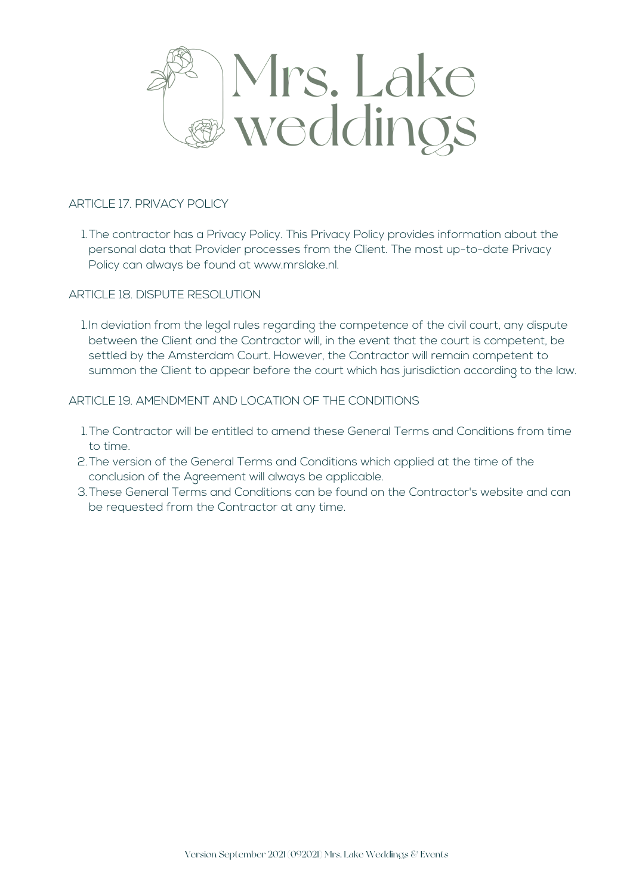## ARTICLE 17. PRIVACY POLICY

1. The contractor has a Privacy Policy. This Privacy Policy provides information about the personal data that Provider processes from the Client. The most up-to-date Privacy Policy can always be found at www.mrslake.nl.

## ARTICLE 18. DISPUTE RESOLUTION

1. In deviation from the legal rules regarding the competence of the civil court, any dispute between the Client and the Contractor will, in the event that the court is competent, be settled by the Amsterdam Court. However, the Contractor will remain competent to summon the Client to appear before the court which has jurisdiction according to the law.

## ARTICLE 19. AMENDMENT AND LOCATION OF THE CONDITIONS

1. The Contractor will be entitled to amend these General Terms and Conditions from time to time.
2. The version of the General Terms and Conditions which applied at the time of the conclusion of the Agreement will always be applicable.
3. These General Terms and Conditions can be found on the Contractor's website and can be requested from the Contractor at any time.